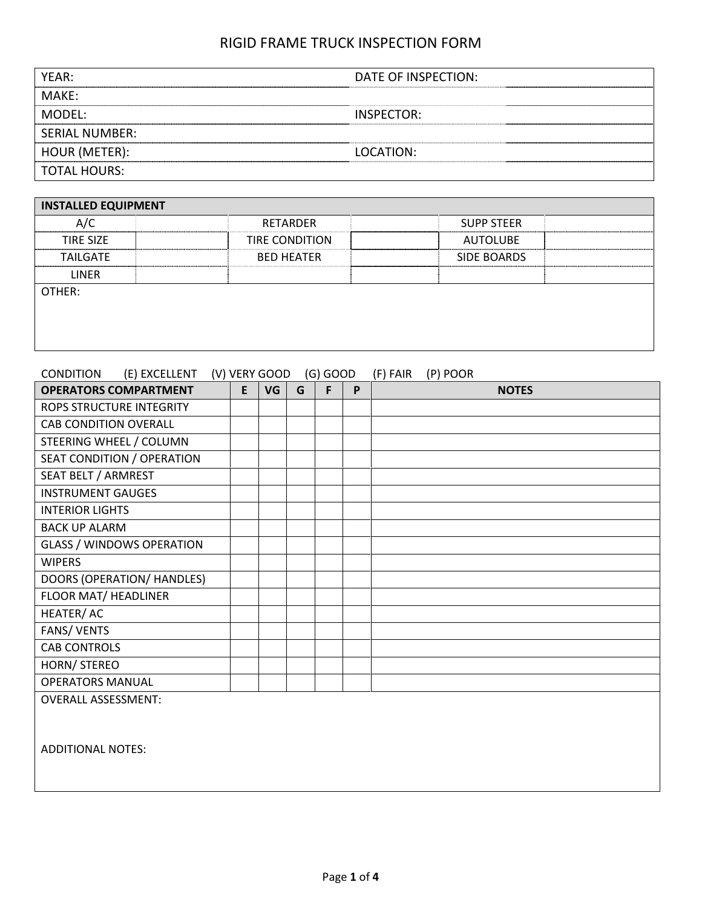# RIGID FRAME TRUCK INSPECTION FORM

| | | | |
|---|---|---|---|
| YEAR: | | DATE OF INSPECTION: | |
| MAKE: | | | |
| MODEL: | | INSPECTOR: | |
| SERIAL NUMBER: | | | |
| HOUR (METER): | | LOCATION: | |
| TOTAL HOURS: | | | |

| INSTALLED EQUIPMENT | | | | | |
|---|---|---|---|---|---|
| A/C | | RETARDER | | SUPP STEER | |
| TIRE SIZE | | TIRE CONDITION | | AUTOLUBE | |
| TAILGATE | | BED HEATER | | SIDE BOARDS | |
| LINER | | | | | |
| OTHER: | | | | | |

CONDITION (E) EXCELLENT (V) VERY GOOD (G) GOOD (F) FAIR (P) POOR

| OPERATORS COMPARTMENT | E | VG | G | F | P | NOTES |
|---|---|---|---|---|---|---|
| ROPS STRUCTURE INTEGRITY | | | | | | |
| CAB CONDITION OVERALL | | | | | | |
| STEERING WHEEL / COLUMN | | | | | | |
| SEAT CONDITION / OPERATION | | | | | | |
| SEAT BELT / ARMREST | | | | | | |
| INSTRUMENT GAUGES | | | | | | |
| INTERIOR LIGHTS | | | | | | |
| BACK UP ALARM | | | | | | |
| GLASS / WINDOWS OPERATION | | | | | | |
| WIPERS | | | | | | |
| DOORS (OPERATION/ HANDLES) | | | | | | |
| FLOOR MAT/ HEADLINER | | | | | | |
| HEATER/ AC | | | | | | |
| FANS/ VENTS | | | | | | |
| CAB CONTROLS | | | | | | |
| HORN/ STEREO | | | | | | |
| OPERATORS MANUAL | | | | | | |

OVERALL ASSESSMENT:

ADDITIONAL NOTES: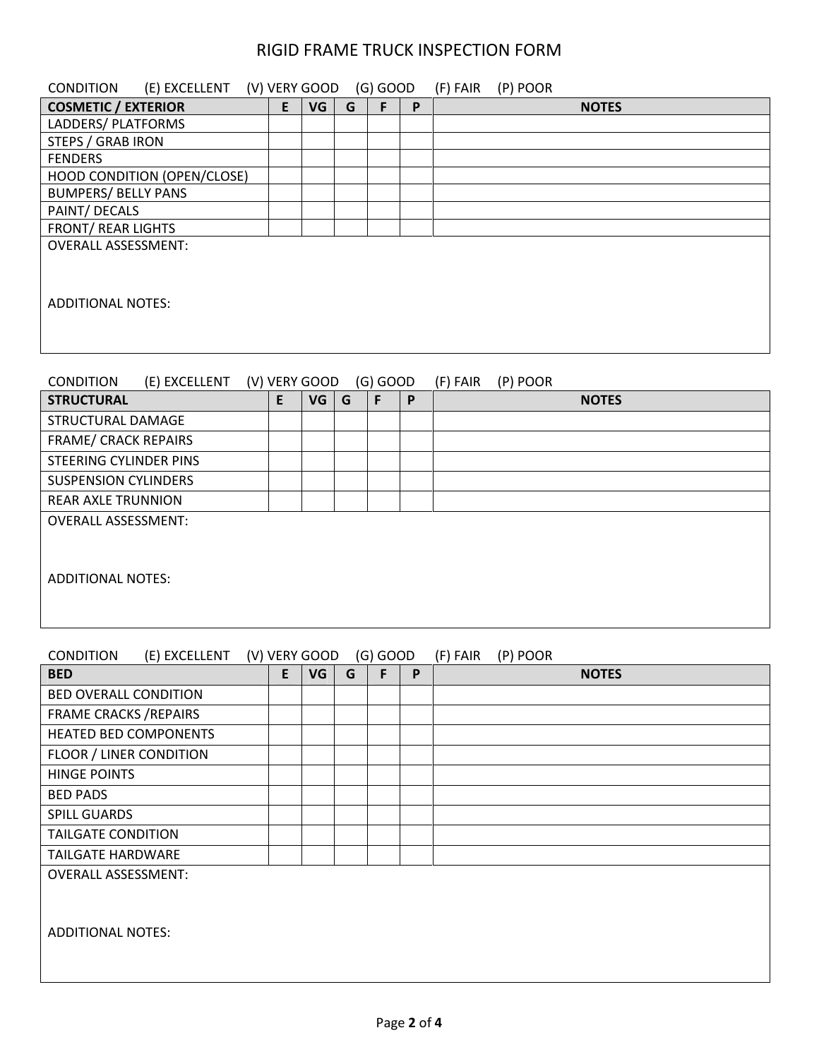# RIGID FRAME TRUCK INSPECTION FORM

CONDITION (E) EXCELLENT (V) VERY GOOD (G) GOOD (F) FAIR (P) POOR

| COSMETIC / EXTERIOR | E | VG | G | F | P | NOTES |
|---|---|---|---|---|---|---|
| LADDERS/ PLATFORMS | | | | | | |
| STEPS / GRAB IRON | | | | | | |
| FENDERS | | | | | | |
| HOOD CONDITION (OPEN/CLOSE) | | | | | | |
| BUMPERS/ BELLY PANS | | | | | | |
| PAINT/ DECALS | | | | | | |
| FRONT/ REAR LIGHTS | | | | | | |

OVERALL ASSESSMENT:

ADDITIONAL NOTES:

CONDITION (E) EXCELLENT (V) VERY GOOD (G) GOOD (F) FAIR (P) POOR

| STRUCTURAL | E | VG | G | F | P | NOTES |
|---|---|---|---|---|---|---|
| STRUCTURAL DAMAGE | | | | | | |
| FRAME/ CRACK REPAIRS | | | | | | |
| STEERING CYLINDER PINS | | | | | | |
| SUSPENSION CYLINDERS | | | | | | |
| REAR AXLE TRUNNION | | | | | | |

OVERALL ASSESSMENT:

ADDITIONAL NOTES:

CONDITION (E) EXCELLENT (V) VERY GOOD (G) GOOD (F) FAIR (P) POOR

| BED | E | VG | G | F | P | NOTES |
|---|---|---|---|---|---|---|
| BED OVERALL CONDITION | | | | | | |
| FRAME CRACKS /REPAIRS | | | | | | |
| HEATED BED COMPONENTS | | | | | | |
| FLOOR / LINER CONDITION | | | | | | |
| HINGE POINTS | | | | | | |
| BED PADS | | | | | | |
| SPILL GUARDS | | | | | | |
| TAILGATE CONDITION | | | | | | |
| TAILGATE HARDWARE | | | | | | |

OVERALL ASSESSMENT:

ADDITIONAL NOTES: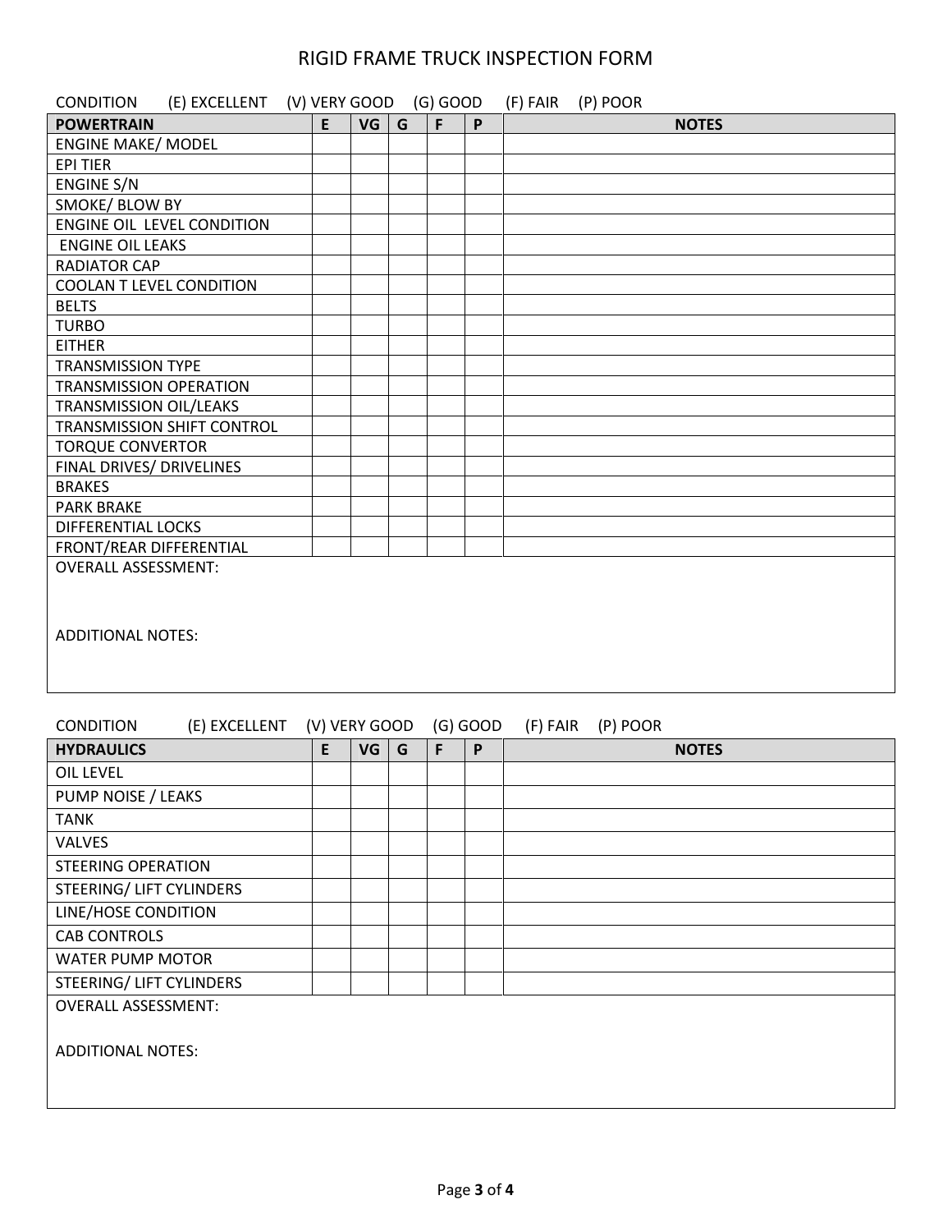# RIGID FRAME TRUCK INSPECTION FORM

CONDITION (E) EXCELLENT (V) VERY GOOD (G) GOOD (F) FAIR (P) POOR

| POWERTRAIN | E | VG | G | F | P | NOTES |
|---|---|---|---|---|---|---|
| ENGINE MAKE/ MODEL | | | | | | |
| EPI TIER | | | | | | |
| ENGINE S/N | | | | | | |
| SMOKE/ BLOW BY | | | | | | |
| ENGINE OIL LEVEL CONDITION | | | | | | |
| ENGINE OIL LEAKS | | | | | | |
| RADIATOR CAP | | | | | | |
| COOLAN T LEVEL CONDITION | | | | | | |
| BELTS | | | | | | |
| TURBO | | | | | | |
| EITHER | | | | | | |
| TRANSMISSION TYPE | | | | | | |
| TRANSMISSION OPERATION | | | | | | |
| TRANSMISSION OIL/LEAKS | | | | | | |
| TRANSMISSION SHIFT CONTROL | | | | | | |
| TORQUE CONVERTOR | | | | | | |
| FINAL DRIVES/ DRIVELINES | | | | | | |
| BRAKES | | | | | | |
| PARK BRAKE | | | | | | |
| DIFFERENTIAL LOCKS | | | | | | |
| FRONT/REAR DIFFERENTIAL | | | | | | |

OVERALL ASSESSMENT:

ADDITIONAL NOTES:

CONDITION (E) EXCELLENT (V) VERY GOOD (G) GOOD (F) FAIR (P) POOR

| HYDRAULICS | E | VG | G | F | P | NOTES |
|---|---|---|---|---|---|---|
| OIL LEVEL | | | | | | |
| PUMP NOISE / LEAKS | | | | | | |
| TANK | | | | | | |
| VALVES | | | | | | |
| STEERING OPERATION | | | | | | |
| STEERING/ LIFT CYLINDERS | | | | | | |
| LINE/HOSE CONDITION | | | | | | |
| CAB CONTROLS | | | | | | |
| WATER PUMP MOTOR | | | | | | |
| STEERING/ LIFT CYLINDERS | | | | | | |

OVERALL ASSESSMENT:

ADDITIONAL NOTES: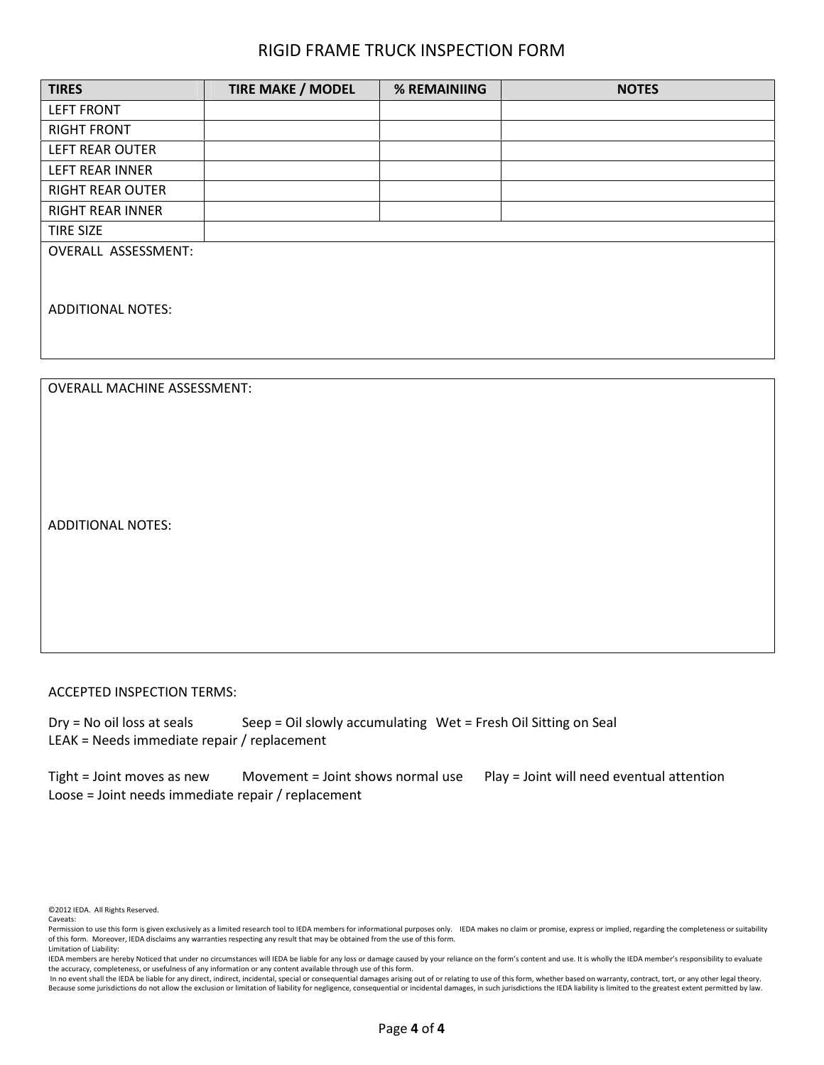# RIGID FRAME TRUCK INSPECTION FORM

| TIRES | TIRE MAKE / MODEL | % REMAINIING | NOTES |
|---|---|---|---|
| LEFT FRONT | | | |
| RIGHT FRONT | | | |
| LEFT REAR OUTER | | | |
| LEFT REAR INNER | | | |
| RIGHT REAR OUTER | | | |
| RIGHT REAR INNER | | | |
| TIRE SIZE | | | |

OVERALL ASSESSMENT:

ADDITIONAL NOTES:

OVERALL MACHINE ASSESSMENT:

ADDITIONAL NOTES:

ACCEPTED INSPECTION TERMS:

Dry = No oil loss at seals Seep = Oil slowly accumulating Wet = Fresh Oil Sitting on Seal
LEAK = Needs immediate repair / replacement

Tight = Joint moves as new Movement = Joint shows normal use Play = Joint will need eventual attention
Loose = Joint needs immediate repair / replacement

©2012 IEDA. All Rights Reserved.
Caveats:
Permission to use this form is given exclusively as a limited research tool to IEDA members for informational purposes only. IEDA makes no claim or promise, express or implied, regarding the completeness or suitability of this form. Moreover, IEDA disclaims any warranties respecting any result that may be obtained from the use of this form.
Limitation of Liability:
IEDA members are hereby Noticed that under no circumstances will IEDA be liable for any loss or damage caused by your reliance on the form's content and use. It is wholly the IEDA member's responsibility to evaluate the accuracy, completeness, or usefulness of any information or any content available through use of this form.
In no event shall the IEDA be liable for any direct, indirect, incidental, special or consequential damages arising out of or relating to use of this form, whether based on warranty, contract, tort, or any other legal theory. Because some jurisdictions do not allow the exclusion or limitation of liability for negligence, consequential or incidental damages, in such jurisdictions the IEDA liability is limited to the greatest extent permitted by law.